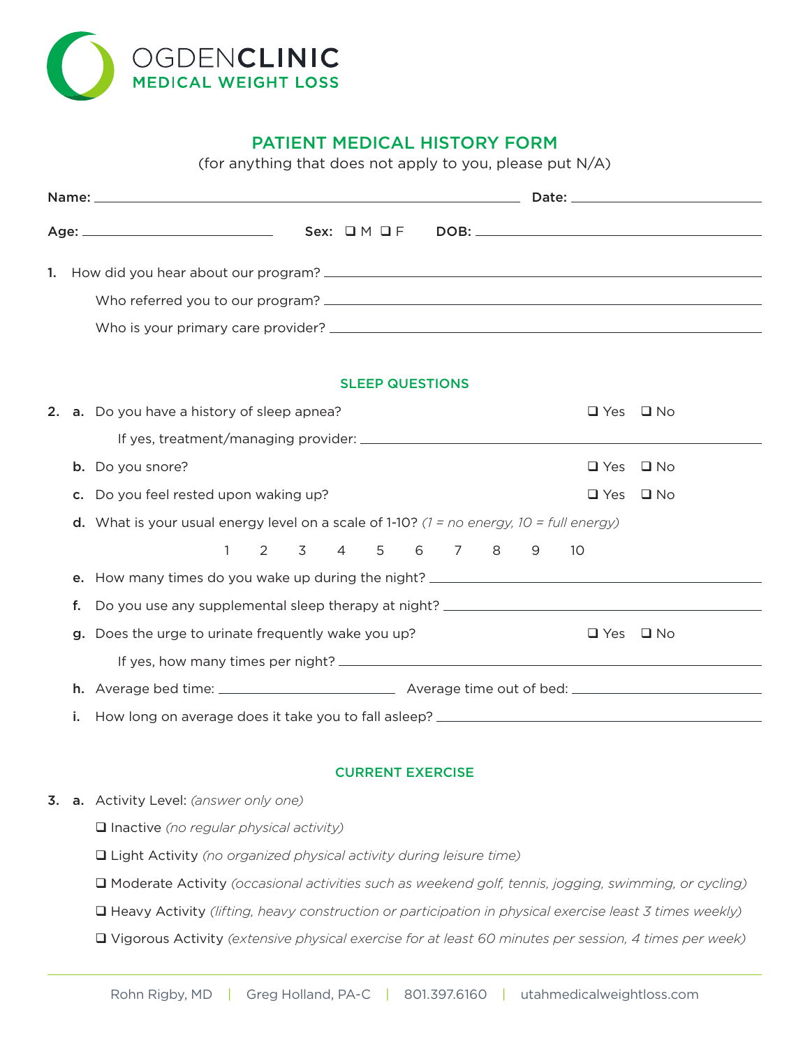# OGDENCLINIC
## MEDICAL WEIGHT LOSS

## PATIENT MEDICAL HISTORY FORM

(for anything that does not apply to you, please put N/A)

**Name:** ______________________________ **Date:** ______________

**Age:** ______________ **Sex:** ❑ M ❑ F **DOB:** ______________

**1.** How did you hear about our program? ______________________________

Who referred you to our program? ______________________________

Who is your primary care provider? ______________________________

### SLEEP QUESTIONS

**2. a.** Do you have a history of sleep apnea? ❑ Yes ❑ No

If yes, treatment/managing provider: ______________________________

**b.** Do you snore? ❑ Yes ❑ No

**c.** Do you feel rested upon waking up? ❑ Yes ❑ No

**d.** What is your usual energy level on a scale of 1-10? *(1 = no energy, 10 = full energy)*

1 2 3 4 5 6 7 8 9 10

**e.** How many times do you wake up during the night? ______________________________

**f.** Do you use any supplemental sleep therapy at night? ______________________________

**g.** Does the urge to urinate frequently wake you up? ❑ Yes ❑ No

If yes, how many times per night? ______________________________

**h.** Average bed time: ______________ Average time out of bed: ______________

**i.** How long on average does it take you to fall asleep? ______________________________

### CURRENT EXERCISE

**3. a.** Activity Level: *(answer only one)*

❑ Inactive *(no regular physical activity)*

❑ Light Activity *(no organized physical activity during leisure time)*

❑ Moderate Activity *(occasional activities such as weekend golf, tennis, jogging, swimming, or cycling)*

❑ Heavy Activity *(lifting, heavy construction or participation in physical exercise least 3 times weekly)*

❑ Vigorous Activity *(extensive physical exercise for at least 60 minutes per session, 4 times per week)*

Rohn Rigby, MD | Greg Holland, PA-C | 801.397.6160 | utahmedicalweightloss.com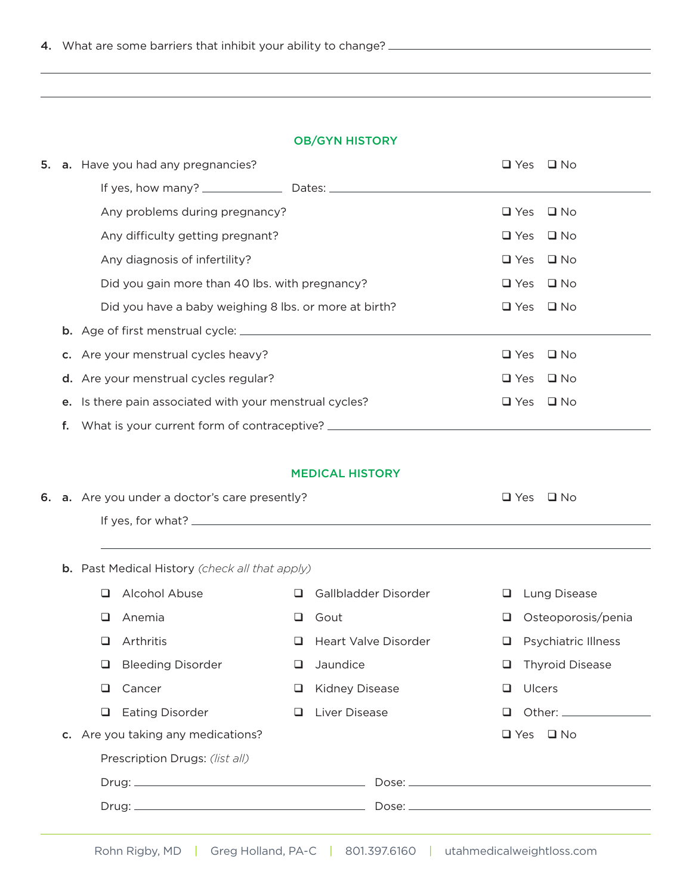4. What are some barriers that inhibit your ability to change? ______________________________

_____________________________________________

_____________________________________________

## OB/GYN HISTORY

5. a. Have you had any pregnancies? ☐ Yes ☐ No

   If yes, how many? __________ Dates: ______________________________

   Any problems during pregnancy? ☐ Yes ☐ No

   Any difficulty getting pregnant? ☐ Yes ☐ No

   Any diagnosis of infertility? ☐ Yes ☐ No

   Did you gain more than 40 lbs. with pregnancy? ☐ Yes ☐ No

   Did you have a baby weighing 8 lbs. or more at birth? ☐ Yes ☐ No

   b. Age of first menstrual cycle: ______________________________

   c. Are your menstrual cycles heavy? ☐ Yes ☐ No

   d. Are your menstrual cycles regular? ☐ Yes ☐ No

   e. Is there pain associated with your menstrual cycles? ☐ Yes ☐ No

   f. What is your current form of contraceptive? ______________________________

## MEDICAL HISTORY

6. a. Are you under a doctor's care presently? ☐ Yes ☐ No

   If yes, for what? ______________________________

   _____________________________________________

   b. Past Medical History *(check all that apply)*

   ☐ Alcohol Abuse
   ☐ Anemia
   ☐ Arthritis
   ☐ Bleeding Disorder
   ☐ Cancer
   ☐ Eating Disorder
   ☐ Gallbladder Disorder
   ☐ Gout
   ☐ Heart Valve Disorder
   ☐ Jaundice
   ☐ Kidney Disease
   ☐ Liver Disease
   ☐ Lung Disease
   ☐ Osteoporosis/penia
   ☐ Psychiatric Illness
   ☐ Thyroid Disease
   ☐ Ulcers
   ☐ Other: __________

   c. Are you taking any medications? ☐ Yes ☐ No

   Prescription Drugs: *(list all)*

   Drug: ____________________ Dose: ____________________

   Drug: ____________________ Dose: ____________________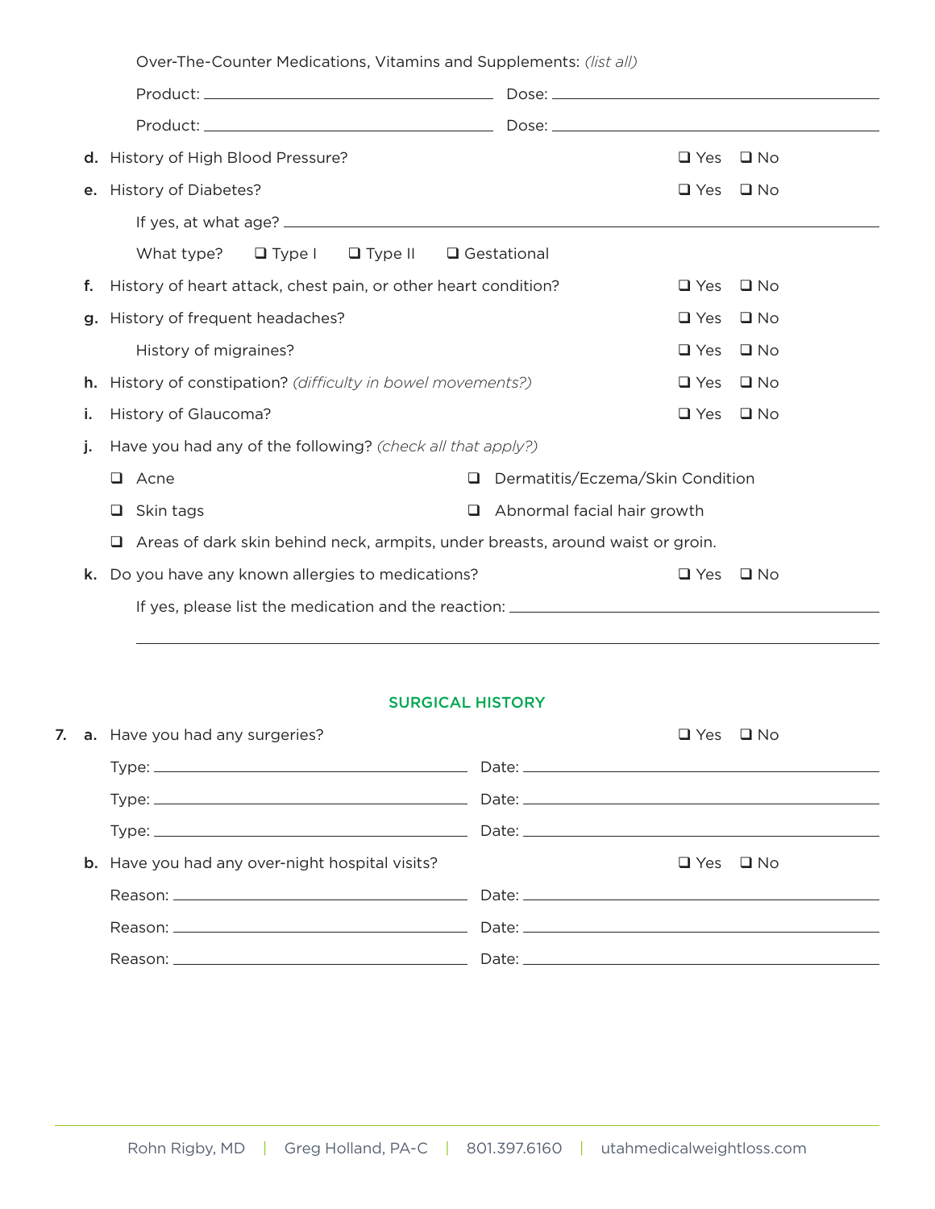Over-The-Counter Medications, Vitamins and Supplements: *(list all)*

Product: ______________________ Dose: ______________________

Product: ______________________ Dose: ______________________

**d.** History of High Blood Pressure? ❑ Yes ❑ No

**e.** History of Diabetes? ❑ Yes ❑ No

If yes, at what age? ______________________

What type? ❑ Type I ❑ Type II ❑ Gestational

**f.** History of heart attack, chest pain, or other heart condition? ❑ Yes ❑ No

**g.** History of frequent headaches? ❑ Yes ❑ No

History of migraines? ❑ Yes ❑ No

**h.** History of constipation? *(difficulty in bowel movements?)* ❑ Yes ❑ No

**i.** History of Glaucoma? ❑ Yes ❑ No

**j.** Have you had any of the following? *(check all that apply?)*

- ❑ Acne
- ❑ Dermatitis/Eczema/Skin Condition
- ❑ Skin tags
- ❑ Abnormal facial hair growth
- ❑ Areas of dark skin behind neck, armpits, under breasts, around waist or groin.

**k.** Do you have any known allergies to medications? ❑ Yes ❑ No

If yes, please list the medication and the reaction: ______________________

______________________

## SURGICAL HISTORY

**7. a.** Have you had any surgeries? ❑ Yes ❑ No

Type: ______________________ Date: ______________________

Type: ______________________ Date: ______________________

Type: ______________________ Date: ______________________

**b.** Have you had any over-night hospital visits? ❑ Yes ❑ No

Reason: ______________________ Date: ______________________

Reason: ______________________ Date: ______________________

Reason: ______________________ Date: ______________________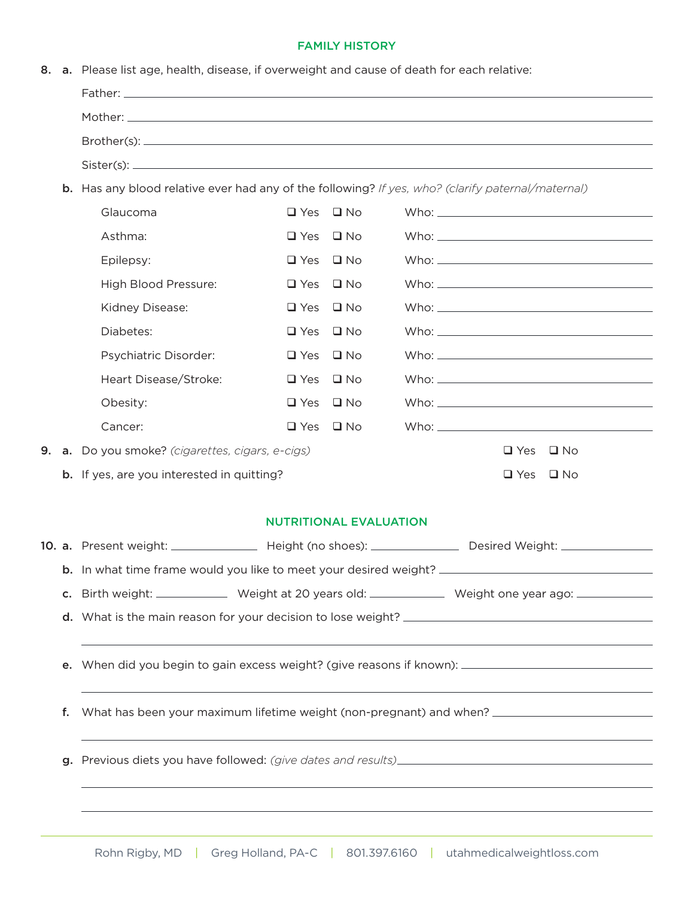## FAMILY HISTORY

**8. a.** Please list age, health, disease, if overweight and cause of death for each relative:

Father: ______________________________

Mother: ______________________________

Brother(s): ______________________________

Sister(s): ______________________________

**b.** Has any blood relative ever had any of the following? *If yes, who? (clarify paternal/maternal)*

| Condition | Yes | No | Who |
|---|---|---|---|
| Glaucoma | ❑ Yes | ❑ No | Who: ______________ |
| Asthma: | ❑ Yes | ❑ No | Who: ______________ |
| Epilepsy: | ❑ Yes | ❑ No | Who: ______________ |
| High Blood Pressure: | ❑ Yes | ❑ No | Who: ______________ |
| Kidney Disease: | ❑ Yes | ❑ No | Who: ______________ |
| Diabetes: | ❑ Yes | ❑ No | Who: ______________ |
| Psychiatric Disorder: | ❑ Yes | ❑ No | Who: ______________ |
| Heart Disease/Stroke: | ❑ Yes | ❑ No | Who: ______________ |
| Obesity: | ❑ Yes | ❑ No | Who: ______________ |
| Cancer: | ❑ Yes | ❑ No | Who: ______________ |

**9. a.** Do you smoke? *(cigarettes, cigars, e-cigs)* ❑ Yes ❑ No

**b.** If yes, are you interested in quitting? ❑ Yes ❑ No

## NUTRITIONAL EVALUATION

**10. a.** Present weight: ______________ Height (no shoes): ______________ Desired Weight: ______________

**b.** In what time frame would you like to meet your desired weight? ______________________________

**c.** Birth weight: ____________ Weight at 20 years old: ____________ Weight one year ago: ____________

**d.** What is the main reason for your decision to lose weight? ______________________________

______________________________

**e.** When did you begin to gain excess weight? (give reasons if known): ______________________________

______________________________

**f.** What has been your maximum lifetime weight (non-pregnant) and when? ______________________________

______________________________

**g.** Previous diets you have followed: *(give dates and results)* ______________________________

______________________________

______________________________

Rohn Rigby, MD | Greg Holland, PA-C | 801.397.6160 | utahmedicalweightloss.com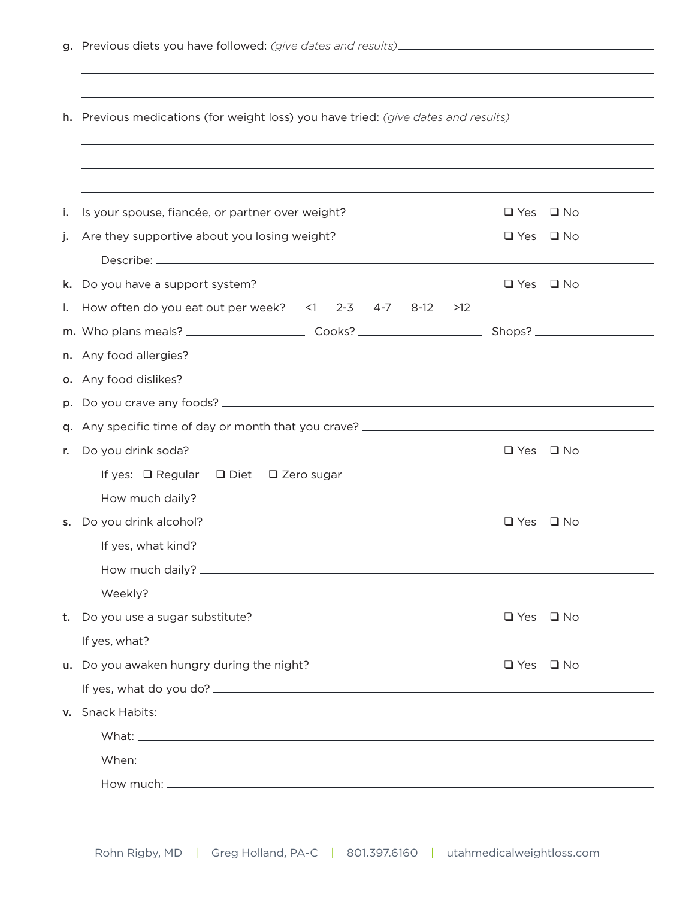g. Previous diets you have followed: *(give dates and results)* ____________________________________________

____________________________________________

____________________________________________

h. Previous medications (for weight loss) you have tried: *(give dates and results)*

____________________________________________

____________________________________________

____________________________________________

i. Is your spouse, fiancée, or partner over weight? ☐ Yes ☐ No

j. Are they supportive about you losing weight? ☐ Yes ☐ No

Describe: ____________________________________________

k. Do you have a support system? ☐ Yes ☐ No

l. How often do you eat out per week? <1 2-3 4-7 8-12 >12

m. Who plans meals? ______________ Cooks? ______________ Shops? ______________

n. Any food allergies? ____________________________________________

o. Any food dislikes? ____________________________________________

p. Do you crave any foods? ____________________________________________

q. Any specific time of day or month that you crave? ____________________________________________

r. Do you drink soda? ☐ Yes ☐ No

If yes: ☐ Regular ☐ Diet ☐ Zero sugar

How much daily? ____________________________________________

s. Do you drink alcohol? ☐ Yes ☐ No

If yes, what kind? ____________________________________________

How much daily? ____________________________________________

Weekly? ____________________________________________

t. Do you use a sugar substitute? ☐ Yes ☐ No

If yes, what? ____________________________________________

u. Do you awaken hungry during the night? ☐ Yes ☐ No

If yes, what do you do? ____________________________________________

v. Snack Habits:

What: ____________________________________________

When: ____________________________________________

How much: ____________________________________________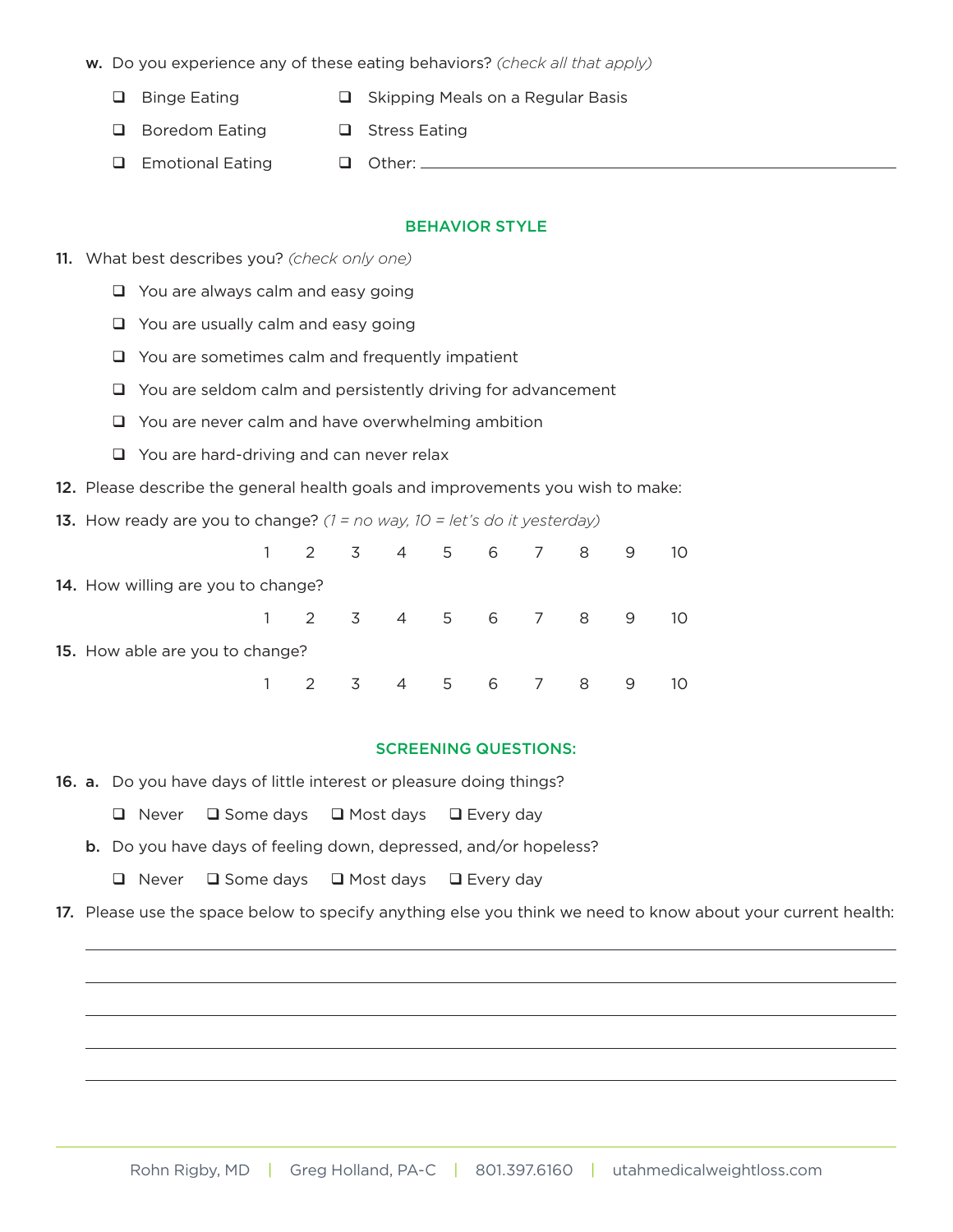**w.** Do you experience any of these eating behaviors? *(check all that apply)*

- ☐ Binge Eating
- ☐ Boredom Eating
- ☐ Emotional Eating
- ☐ Skipping Meals on a Regular Basis
- ☐ Stress Eating
- ☐ Other: ______________________________

## BEHAVIOR STYLE

**11.** What best describes you? *(check only one)*

- ☐ You are always calm and easy going
- ☐ You are usually calm and easy going
- ☐ You are sometimes calm and frequently impatient
- ☐ You are seldom calm and persistently driving for advancement
- ☐ You are never calm and have overwhelming ambition
- ☐ You are hard-driving and can never relax

**12.** Please describe the general health goals and improvements you wish to make:

**13.** How ready are you to change? *(1 = no way, 10 = let's do it yesterday)*

1 2 3 4 5 6 7 8 9 10

**14.** How willing are you to change?

1 2 3 4 5 6 7 8 9 10

**15.** How able are you to change?

1 2 3 4 5 6 7 8 9 10

## SCREENING QUESTIONS:

**16. a.** Do you have days of little interest or pleasure doing things?

☐ Never ☐ Some days ☐ Most days ☐ Every day

**b.** Do you have days of feeling down, depressed, and/or hopeless?

☐ Never ☐ Some days ☐ Most days ☐ Every day

**17.** Please use the space below to specify anything else you think we need to know about your current health:

______________________________

______________________________

______________________________

______________________________

______________________________

Rohn Rigby, MD | Greg Holland, PA-C | 801.397.6160 | utahmedicalweightloss.com